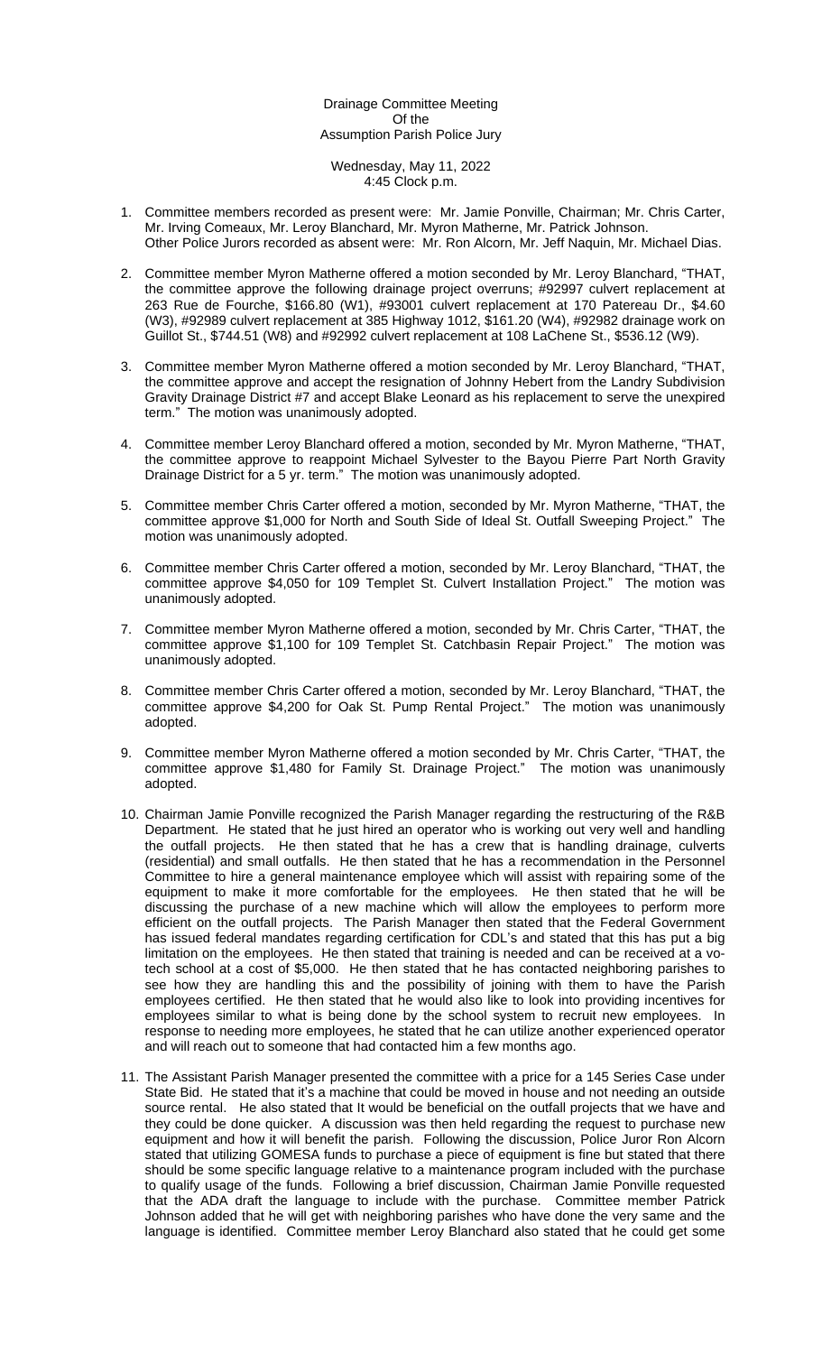Drainage Committee Meeting
Of the
Assumption Parish Police Jury

Wednesday, May 11, 2022
4:45 Clock p.m.

1. Committee members recorded as present were: Mr. Jamie Ponville, Chairman; Mr. Chris Carter, Mr. Irving Comeaux, Mr. Leroy Blanchard, Mr. Myron Matherne, Mr. Patrick Johnson. Other Police Jurors recorded as absent were: Mr. Ron Alcorn, Mr. Jeff Naquin, Mr. Michael Dias.

2. Committee member Myron Matherne offered a motion seconded by Mr. Leroy Blanchard, "THAT, the committee approve the following drainage project overruns; #92997 culvert replacement at 263 Rue de Fourche, $166.80 (W1), #93001 culvert replacement at 170 Patereau Dr., $4.60 (W3), #92989 culvert replacement at 385 Highway 1012, $161.20 (W4), #92982 drainage work on Guillot St., $744.51 (W8) and #92992 culvert replacement at 108 LaChene St., $536.12 (W9).

3. Committee member Myron Matherne offered a motion seconded by Mr. Leroy Blanchard, "THAT, the committee approve and accept the resignation of Johnny Hebert from the Landry Subdivision Gravity Drainage District #7 and accept Blake Leonard as his replacement to serve the unexpired term." The motion was unanimously adopted.

4. Committee member Leroy Blanchard offered a motion, seconded by Mr. Myron Matherne, "THAT, the committee approve to reappoint Michael Sylvester to the Bayou Pierre Part North Gravity Drainage District for a 5 yr. term." The motion was unanimously adopted.

5. Committee member Chris Carter offered a motion, seconded by Mr. Myron Matherne, "THAT, the committee approve $1,000 for North and South Side of Ideal St. Outfall Sweeping Project." The motion was unanimously adopted.

6. Committee member Chris Carter offered a motion, seconded by Mr. Leroy Blanchard, "THAT, the committee approve $4,050 for 109 Templet St. Culvert Installation Project." The motion was unanimously adopted.

7. Committee member Myron Matherne offered a motion, seconded by Mr. Chris Carter, "THAT, the committee approve $1,100 for 109 Templet St. Catchbasin Repair Project." The motion was unanimously adopted.

8. Committee member Chris Carter offered a motion, seconded by Mr. Leroy Blanchard, "THAT, the committee approve $4,200 for Oak St. Pump Rental Project." The motion was unanimously adopted.

9. Committee member Myron Matherne offered a motion seconded by Mr. Chris Carter, "THAT, the committee approve $1,480 for Family St. Drainage Project." The motion was unanimously adopted.

10. Chairman Jamie Ponville recognized the Parish Manager regarding the restructuring of the R&B Department. He stated that he just hired an operator who is working out very well and handling the outfall projects. He then stated that he has a crew that is handling drainage, culverts (residential) and small outfalls. He then stated that he has a recommendation in the Personnel Committee to hire a general maintenance employee which will assist with repairing some of the equipment to make it more comfortable for the employees. He then stated that he will be discussing the purchase of a new machine which will allow the employees to perform more efficient on the outfall projects. The Parish Manager then stated that the Federal Government has issued federal mandates regarding certification for CDL's and stated that this has put a big limitation on the employees. He then stated that training is needed and can be received at a vo-tech school at a cost of $5,000. He then stated that he has contacted neighboring parishes to see how they are handling this and the possibility of joining with them to have the Parish employees certified. He then stated that he would also like to look into providing incentives for employees similar to what is being done by the school system to recruit new employees. In response to needing more employees, he stated that he can utilize another experienced operator and will reach out to someone that had contacted him a few months ago.

11. The Assistant Parish Manager presented the committee with a price for a 145 Series Case under State Bid. He stated that it's a machine that could be moved in house and not needing an outside source rental. He also stated that It would be beneficial on the outfall projects that we have and they could be done quicker. A discussion was then held regarding the request to purchase new equipment and how it will benefit the parish. Following the discussion, Police Juror Ron Alcorn stated that utilizing GOMESA funds to purchase a piece of equipment is fine but stated that there should be some specific language relative to a maintenance program included with the purchase to qualify usage of the funds. Following a brief discussion, Chairman Jamie Ponville requested that the ADA draft the language to include with the purchase. Committee member Patrick Johnson added that he will get with neighboring parishes who have done the very same and the language is identified. Committee member Leroy Blanchard also stated that he could get some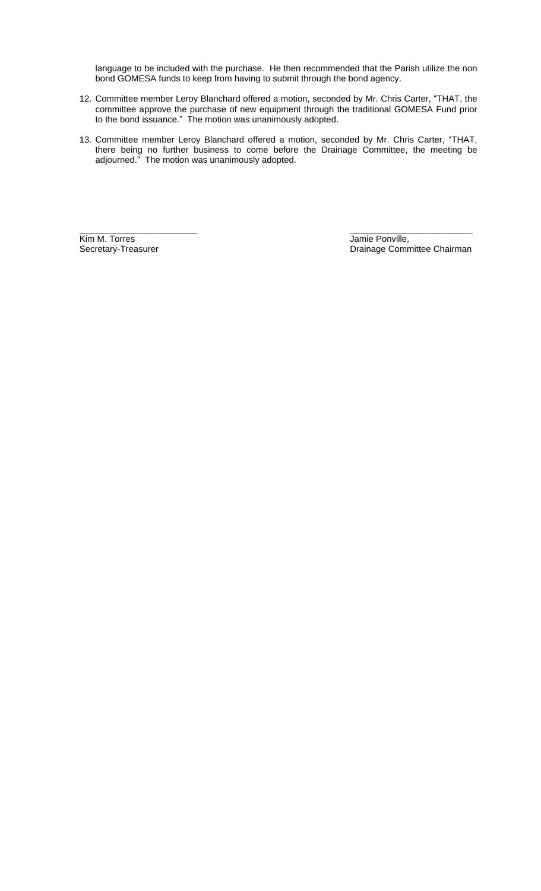language to be included with the purchase. He then recommended that the Parish utilize the non bond GOMESA funds to keep from having to submit through the bond agency.

12. Committee member Leroy Blanchard offered a motion, seconded by Mr. Chris Carter, "THAT, the committee approve the purchase of new equipment through the traditional GOMESA Fund prior to the bond issuance." The motion was unanimously adopted.

13. Committee member Leroy Blanchard offered a motion, seconded by Mr. Chris Carter, "THAT, there being no further business to come before the Drainage Committee, the meeting be adjourned." The motion was unanimously adopted.

| ________________________ | ________________________ |
|---|---|
| Kim M. Torres | Jamie Ponville, |
| Secretary-Treasurer | Drainage Committee Chairman |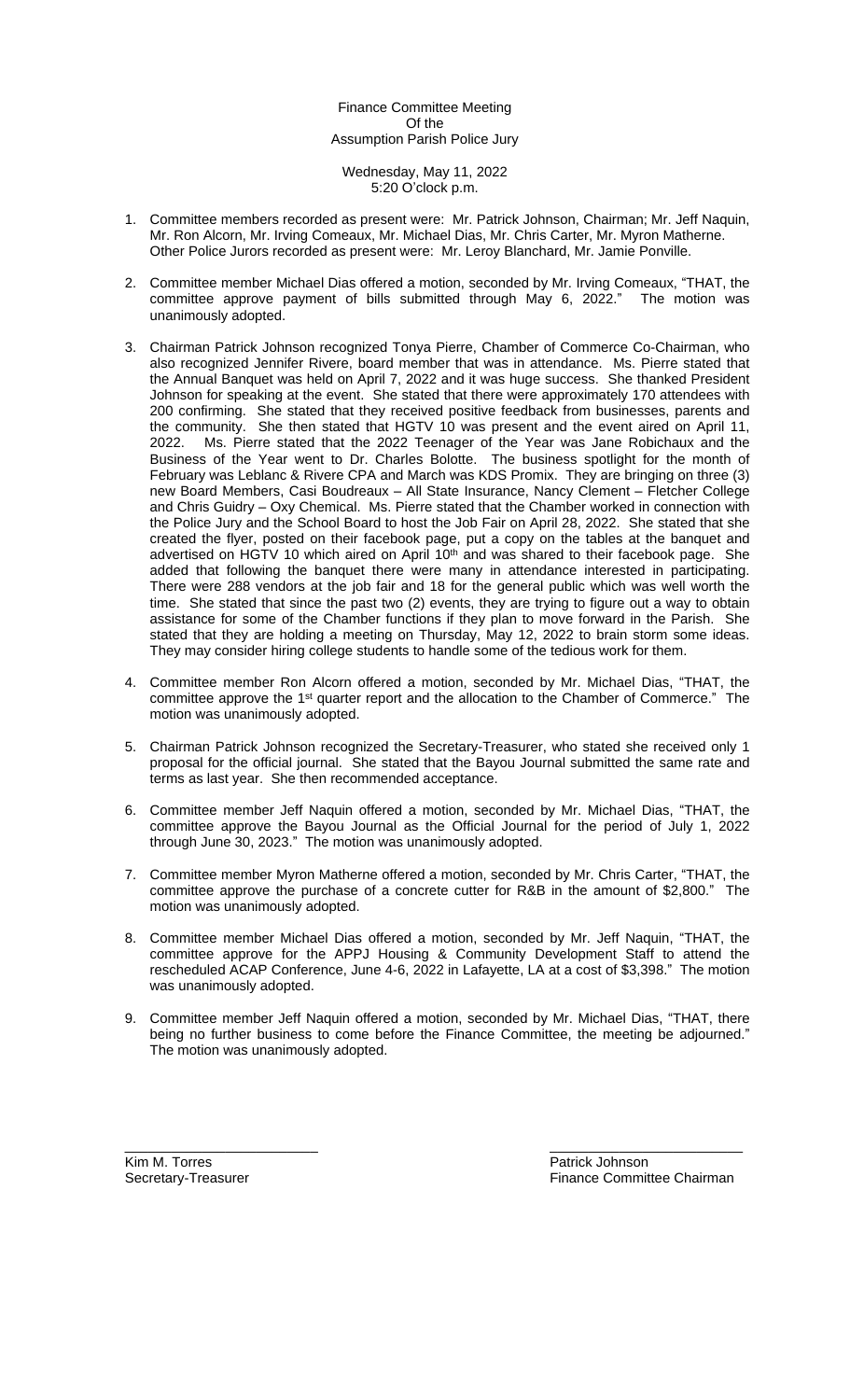Finance Committee Meeting
Of the
Assumption Parish Police Jury

Wednesday, May 11, 2022
5:20 O'clock p.m.

1. Committee members recorded as present were: Mr. Patrick Johnson, Chairman; Mr. Jeff Naquin, Mr. Ron Alcorn, Mr. Irving Comeaux, Mr. Michael Dias, Mr. Chris Carter, Mr. Myron Matherne. Other Police Jurors recorded as present were: Mr. Leroy Blanchard, Mr. Jamie Ponville.

2. Committee member Michael Dias offered a motion, seconded by Mr. Irving Comeaux, "THAT, the committee approve payment of bills submitted through May 6, 2022." The motion was unanimously adopted.

3. Chairman Patrick Johnson recognized Tonya Pierre, Chamber of Commerce Co-Chairman, who also recognized Jennifer Rivere, board member that was in attendance. Ms. Pierre stated that the Annual Banquet was held on April 7, 2022 and it was huge success. She thanked President Johnson for speaking at the event. She stated that there were approximately 170 attendees with 200 confirming. She stated that they received positive feedback from businesses, parents and the community. She then stated that HGTV 10 was present and the event aired on April 11, 2022. Ms. Pierre stated that the 2022 Teenager of the Year was Jane Robichaux and the Business of the Year went to Dr. Charles Bolotte. The business spotlight for the month of February was Leblanc & Rivere CPA and March was KDS Promix. They are bringing on three (3) new Board Members, Casi Boudreaux – All State Insurance, Nancy Clement – Fletcher College and Chris Guidry – Oxy Chemical. Ms. Pierre stated that the Chamber worked in connection with the Police Jury and the School Board to host the Job Fair on April 28, 2022. She stated that she created the flyer, posted on their facebook page, put a copy on the tables at the banquet and advertised on HGTV 10 which aired on April 10th and was shared to their facebook page. She added that following the banquet there were many in attendance interested in participating. There were 288 vendors at the job fair and 18 for the general public which was well worth the time. She stated that since the past two (2) events, they are trying to figure out a way to obtain assistance for some of the Chamber functions if they plan to move forward in the Parish. She stated that they are holding a meeting on Thursday, May 12, 2022 to brain storm some ideas. They may consider hiring college students to handle some of the tedious work for them.

4. Committee member Ron Alcorn offered a motion, seconded by Mr. Michael Dias, "THAT, the committee approve the 1st quarter report and the allocation to the Chamber of Commerce." The motion was unanimously adopted.

5. Chairman Patrick Johnson recognized the Secretary-Treasurer, who stated she received only 1 proposal for the official journal. She stated that the Bayou Journal submitted the same rate and terms as last year. She then recommended acceptance.

6. Committee member Jeff Naquin offered a motion, seconded by Mr. Michael Dias, "THAT, the committee approve the Bayou Journal as the Official Journal for the period of July 1, 2022 through June 30, 2023." The motion was unanimously adopted.

7. Committee member Myron Matherne offered a motion, seconded by Mr. Chris Carter, "THAT, the committee approve the purchase of a concrete cutter for R&B in the amount of $2,800." The motion was unanimously adopted.

8. Committee member Michael Dias offered a motion, seconded by Mr. Jeff Naquin, "THAT, the committee approve for the APPJ Housing & Community Development Staff to attend the rescheduled ACAP Conference, June 4-6, 2022 in Lafayette, LA at a cost of $3,398." The motion was unanimously adopted.

9. Committee member Jeff Naquin offered a motion, seconded by Mr. Michael Dias, "THAT, there being no further business to come before the Finance Committee, the meeting be adjourned." The motion was unanimously adopted.

Kim M. Torres
Secretary-Treasurer

Patrick Johnson
Finance Committee Chairman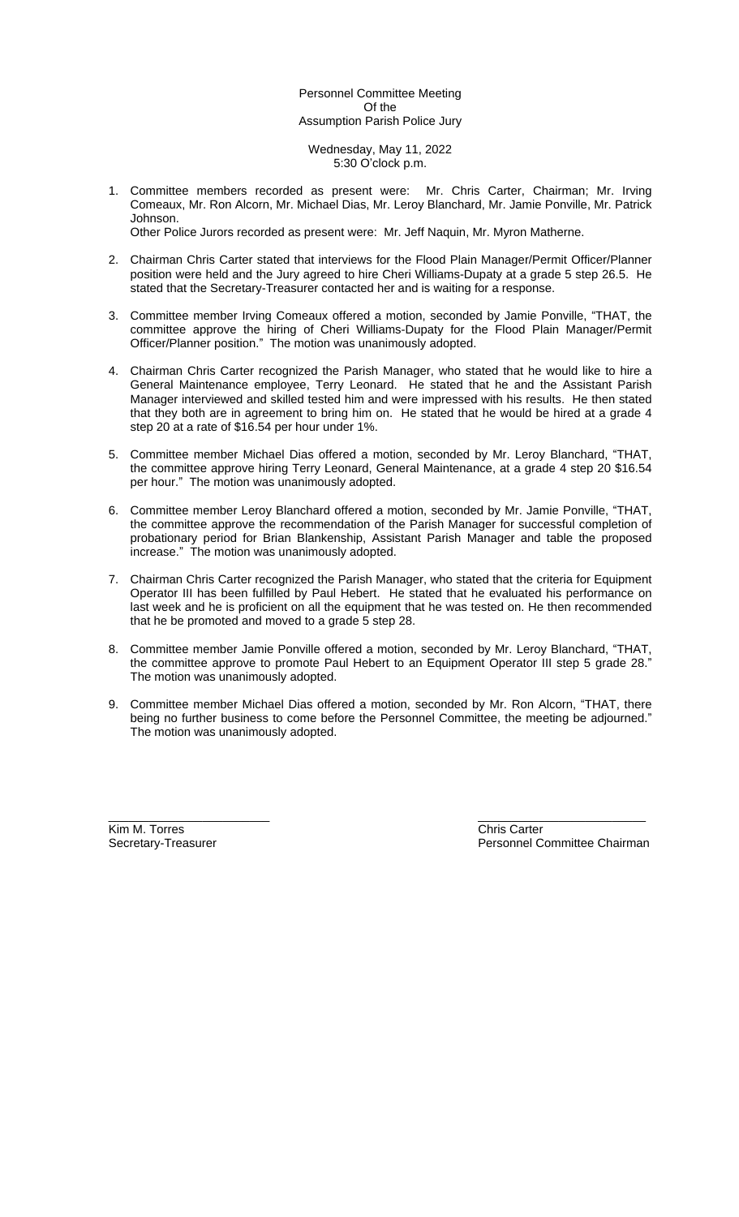Personnel Committee Meeting
Of the
Assumption Parish Police Jury

Wednesday, May 11, 2022
5:30 O'clock p.m.

1. Committee members recorded as present were: Mr. Chris Carter, Chairman; Mr. Irving Comeaux, Mr. Ron Alcorn, Mr. Michael Dias, Mr. Leroy Blanchard, Mr. Jamie Ponville, Mr. Patrick Johnson.
   Other Police Jurors recorded as present were: Mr. Jeff Naquin, Mr. Myron Matherne.

2. Chairman Chris Carter stated that interviews for the Flood Plain Manager/Permit Officer/Planner position were held and the Jury agreed to hire Cheri Williams-Dupaty at a grade 5 step 26.5. He stated that the Secretary-Treasurer contacted her and is waiting for a response.

3. Committee member Irving Comeaux offered a motion, seconded by Jamie Ponville, "THAT, the committee approve the hiring of Cheri Williams-Dupaty for the Flood Plain Manager/Permit Officer/Planner position." The motion was unanimously adopted.

4. Chairman Chris Carter recognized the Parish Manager, who stated that he would like to hire a General Maintenance employee, Terry Leonard. He stated that he and the Assistant Parish Manager interviewed and skilled tested him and were impressed with his results. He then stated that they both are in agreement to bring him on. He stated that he would be hired at a grade 4 step 20 at a rate of $16.54 per hour under 1%.

5. Committee member Michael Dias offered a motion, seconded by Mr. Leroy Blanchard, "THAT, the committee approve hiring Terry Leonard, General Maintenance, at a grade 4 step 20 $16.54 per hour." The motion was unanimously adopted.

6. Committee member Leroy Blanchard offered a motion, seconded by Mr. Jamie Ponville, "THAT, the committee approve the recommendation of the Parish Manager for successful completion of probationary period for Brian Blankenship, Assistant Parish Manager and table the proposed increase." The motion was unanimously adopted.

7. Chairman Chris Carter recognized the Parish Manager, who stated that the criteria for Equipment Operator III has been fulfilled by Paul Hebert. He stated that he evaluated his performance on last week and he is proficient on all the equipment that he was tested on. He then recommended that he be promoted and moved to a grade 5 step 28.

8. Committee member Jamie Ponville offered a motion, seconded by Mr. Leroy Blanchard, "THAT, the committee approve to promote Paul Hebert to an Equipment Operator III step 5 grade 28." The motion was unanimously adopted.

9. Committee member Michael Dias offered a motion, seconded by Mr. Ron Alcorn, "THAT, there being no further business to come before the Personnel Committee, the meeting be adjourned." The motion was unanimously adopted.

\_\_\_\_\_\_\_\_\_\_\_\_\_\_\_\_\_\_\_\_\_\_\_\_
Kim M. Torres
Secretary-Treasurer

\_\_\_\_\_\_\_\_\_\_\_\_\_\_\_\_\_\_\_\_\_\_\_\_
Chris Carter
Personnel Committee Chairman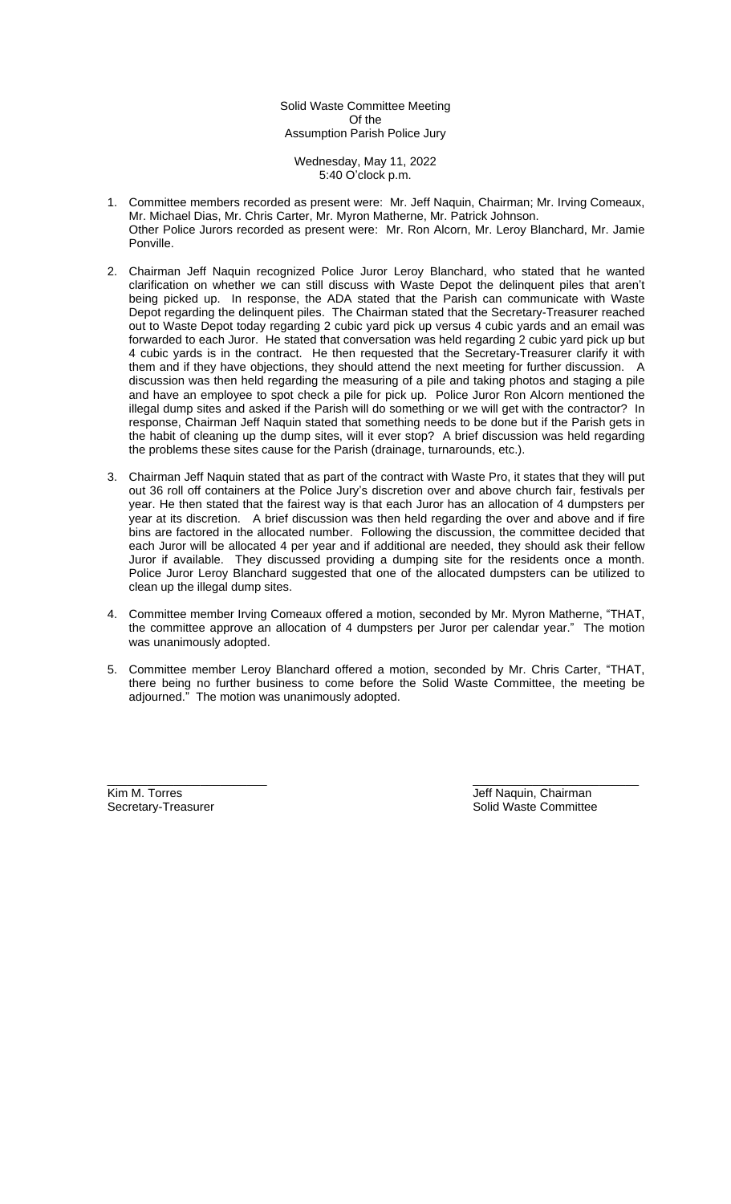Solid Waste Committee Meeting
Of the
Assumption Parish Police Jury

Wednesday, May 11, 2022
5:40 O'clock p.m.

1. Committee members recorded as present were: Mr. Jeff Naquin, Chairman; Mr. Irving Comeaux, Mr. Michael Dias, Mr. Chris Carter, Mr. Myron Matherne, Mr. Patrick Johnson.
   Other Police Jurors recorded as present were: Mr. Ron Alcorn, Mr. Leroy Blanchard, Mr. Jamie Ponville.

2. Chairman Jeff Naquin recognized Police Juror Leroy Blanchard, who stated that he wanted clarification on whether we can still discuss with Waste Depot the delinquent piles that aren't being picked up. In response, the ADA stated that the Parish can communicate with Waste Depot regarding the delinquent piles. The Chairman stated that the Secretary-Treasurer reached out to Waste Depot today regarding 2 cubic yard pick up versus 4 cubic yards and an email was forwarded to each Juror. He stated that conversation was held regarding 2 cubic yard pick up but 4 cubic yards is in the contract. He then requested that the Secretary-Treasurer clarify it with them and if they have objections, they should attend the next meeting for further discussion. A discussion was then held regarding the measuring of a pile and taking photos and staging a pile and have an employee to spot check a pile for pick up. Police Juror Ron Alcorn mentioned the illegal dump sites and asked if the Parish will do something or we will get with the contractor? In response, Chairman Jeff Naquin stated that something needs to be done but if the Parish gets in the habit of cleaning up the dump sites, will it ever stop? A brief discussion was held regarding the problems these sites cause for the Parish (drainage, turnarounds, etc.).

3. Chairman Jeff Naquin stated that as part of the contract with Waste Pro, it states that they will put out 36 roll off containers at the Police Jury's discretion over and above church fair, festivals per year. He then stated that the fairest way is that each Juror has an allocation of 4 dumpsters per year at its discretion. A brief discussion was then held regarding the over and above and if fire bins are factored in the allocated number. Following the discussion, the committee decided that each Juror will be allocated 4 per year and if additional are needed, they should ask their fellow Juror if available. They discussed providing a dumping site for the residents once a month. Police Juror Leroy Blanchard suggested that one of the allocated dumpsters can be utilized to clean up the illegal dump sites.

4. Committee member Irving Comeaux offered a motion, seconded by Mr. Myron Matherne, "THAT, the committee approve an allocation of 4 dumpsters per Juror per calendar year." The motion was unanimously adopted.

5. Committee member Leroy Blanchard offered a motion, seconded by Mr. Chris Carter, "THAT, there being no further business to come before the Solid Waste Committee, the meeting be adjourned." The motion was unanimously adopted.

\_\_\_\_\_\_\_\_\_\_\_\_\_\_\_\_\_\_\_\_\_\_\_\_
Kim M. Torres
Secretary-Treasurer

\_\_\_\_\_\_\_\_\_\_\_\_\_\_\_\_\_\_\_\_\_\_\_\_
Jeff Naquin, Chairman
Solid Waste Committee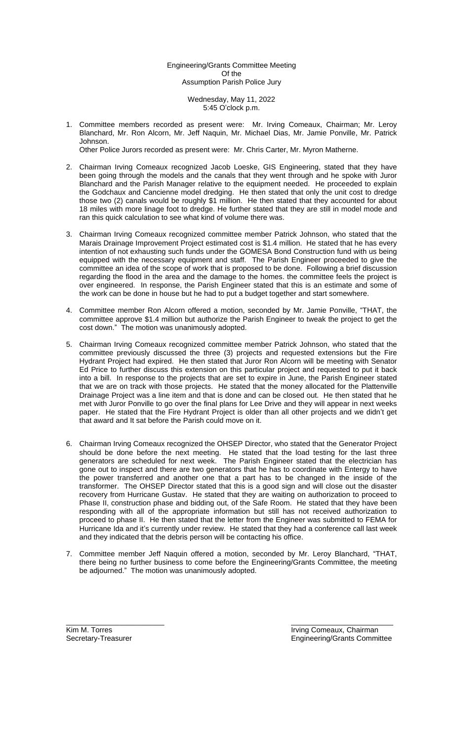Engineering/Grants Committee Meeting
Of the
Assumption Parish Police Jury

Wednesday, May 11, 2022
5:45 O'clock p.m.

1. Committee members recorded as present were: Mr. Irving Comeaux, Chairman; Mr. Leroy Blanchard, Mr. Ron Alcorn, Mr. Jeff Naquin, Mr. Michael Dias, Mr. Jamie Ponville, Mr. Patrick Johnson.
   Other Police Jurors recorded as present were: Mr. Chris Carter, Mr. Myron Matherne.

2. Chairman Irving Comeaux recognized Jacob Loeske, GIS Engineering, stated that they have been going through the models and the canals that they went through and he spoke with Juror Blanchard and the Parish Manager relative to the equipment needed. He proceeded to explain the Godchaux and Cancienne model dredging. He then stated that only the unit cost to dredge those two (2) canals would be roughly $1 million. He then stated that they accounted for about 18 miles with more linage foot to dredge. He further stated that they are still in model mode and ran this quick calculation to see what kind of volume there was.

3. Chairman Irving Comeaux recognized committee member Patrick Johnson, who stated that the Marais Drainage Improvement Project estimated cost is $1.4 million. He stated that he has every intention of not exhausting such funds under the GOMESA Bond Construction fund with us being equipped with the necessary equipment and staff. The Parish Engineer proceeded to give the committee an idea of the scope of work that is proposed to be done. Following a brief discussion regarding the flood in the area and the damage to the homes. the committee feels the project is over engineered. In response, the Parish Engineer stated that this is an estimate and some of the work can be done in house but he had to put a budget together and start somewhere.

4. Committee member Ron Alcorn offered a motion, seconded by Mr. Jamie Ponville, "THAT, the committee approve $1.4 million but authorize the Parish Engineer to tweak the project to get the cost down." The motion was unanimously adopted.

5. Chairman Irving Comeaux recognized committee member Patrick Johnson, who stated that the committee previously discussed the three (3) projects and requested extensions but the Fire Hydrant Project had expired. He then stated that Juror Ron Alcorn will be meeting with Senator Ed Price to further discuss this extension on this particular project and requested to put it back into a bill. In response to the projects that are set to expire in June, the Parish Engineer stated that we are on track with those projects. He stated that the money allocated for the Plattenville Drainage Project was a line item and that is done and can be closed out. He then stated that he met with Juror Ponville to go over the final plans for Lee Drive and they will appear in next weeks paper. He stated that the Fire Hydrant Project is older than all other projects and we didn't get that award and It sat before the Parish could move on it.

6. Chairman Irving Comeaux recognized the OHSEP Director, who stated that the Generator Project should be done before the next meeting. He stated that the load testing for the last three generators are scheduled for next week. The Parish Engineer stated that the electrician has gone out to inspect and there are two generators that he has to coordinate with Entergy to have the power transferred and another one that a part has to be changed in the inside of the transformer. The OHSEP Director stated that this is a good sign and will close out the disaster recovery from Hurricane Gustav. He stated that they are waiting on authorization to proceed to Phase II, construction phase and bidding out, of the Safe Room. He stated that they have been responding with all of the appropriate information but still has not received authorization to proceed to phase II. He then stated that the letter from the Engineer was submitted to FEMA for Hurricane Ida and it's currently under review. He stated that they had a conference call last week and they indicated that the debris person will be contacting his office.

7. Committee member Jeff Naquin offered a motion, seconded by Mr. Leroy Blanchard, "THAT, there being no further business to come before the Engineering/Grants Committee, the meeting be adjourned." The motion was unanimously adopted.

\_\_\_\_\_\_\_\_\_\_\_\_\_\_\_\_\_\_\_\_\_\_\_\_
Kim M. Torres
Secretary-Treasurer

\_\_\_\_\_\_\_\_\_\_\_\_\_\_\_\_\_\_\_\_\_\_\_\_
Irving Comeaux, Chairman
Engineering/Grants Committee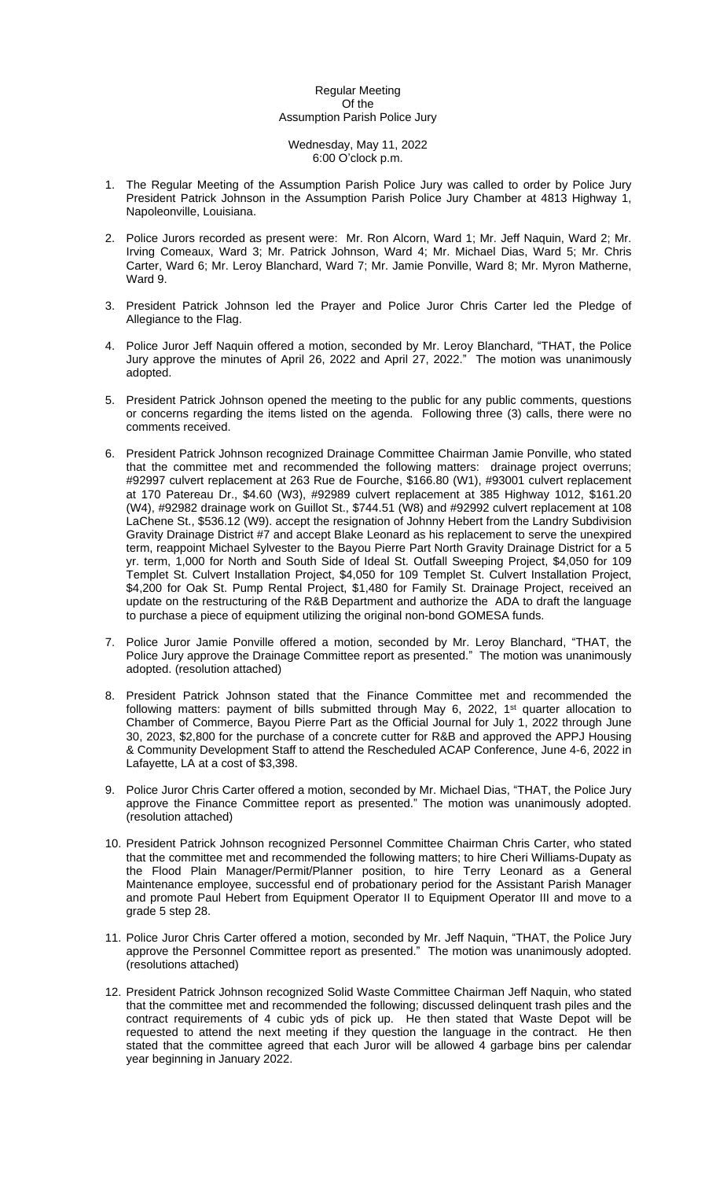Regular Meeting
Of the
Assumption Parish Police Jury

Wednesday, May 11, 2022
6:00 O'clock p.m.

1. The Regular Meeting of the Assumption Parish Police Jury was called to order by Police Jury President Patrick Johnson in the Assumption Parish Police Jury Chamber at 4813 Highway 1, Napoleonville, Louisiana.

2. Police Jurors recorded as present were: Mr. Ron Alcorn, Ward 1; Mr. Jeff Naquin, Ward 2; Mr. Irving Comeaux, Ward 3; Mr. Patrick Johnson, Ward 4; Mr. Michael Dias, Ward 5; Mr. Chris Carter, Ward 6; Mr. Leroy Blanchard, Ward 7; Mr. Jamie Ponville, Ward 8; Mr. Myron Matherne, Ward 9.

3. President Patrick Johnson led the Prayer and Police Juror Chris Carter led the Pledge of Allegiance to the Flag.

4. Police Juror Jeff Naquin offered a motion, seconded by Mr. Leroy Blanchard, "THAT, the Police Jury approve the minutes of April 26, 2022 and April 27, 2022." The motion was unanimously adopted.

5. President Patrick Johnson opened the meeting to the public for any public comments, questions or concerns regarding the items listed on the agenda. Following three (3) calls, there were no comments received.

6. President Patrick Johnson recognized Drainage Committee Chairman Jamie Ponville, who stated that the committee met and recommended the following matters: drainage project overruns; #92997 culvert replacement at 263 Rue de Fourche, $166.80 (W1), #93001 culvert replacement at 170 Patereau Dr., $4.60 (W3), #92989 culvert replacement at 385 Highway 1012, $161.20 (W4), #92982 drainage work on Guillot St., $744.51 (W8) and #92992 culvert replacement at 108 LaChene St., $536.12 (W9). accept the resignation of Johnny Hebert from the Landry Subdivision Gravity Drainage District #7 and accept Blake Leonard as his replacement to serve the unexpired term, reappoint Michael Sylvester to the Bayou Pierre Part North Gravity Drainage District for a 5 yr. term, 1,000 for North and South Side of Ideal St. Outfall Sweeping Project, $4,050 for 109 Templet St. Culvert Installation Project, $4,050 for 109 Templet St. Culvert Installation Project, $4,200 for Oak St. Pump Rental Project, $1,480 for Family St. Drainage Project, received an update on the restructuring of the R&B Department and authorize the ADA to draft the language to purchase a piece of equipment utilizing the original non-bond GOMESA funds.

7. Police Juror Jamie Ponville offered a motion, seconded by Mr. Leroy Blanchard, "THAT, the Police Jury approve the Drainage Committee report as presented." The motion was unanimously adopted. (resolution attached)

8. President Patrick Johnson stated that the Finance Committee met and recommended the following matters: payment of bills submitted through May 6, 2022, 1st quarter allocation to Chamber of Commerce, Bayou Pierre Part as the Official Journal for July 1, 2022 through June 30, 2023, $2,800 for the purchase of a concrete cutter for R&B and approved the APPJ Housing & Community Development Staff to attend the Rescheduled ACAP Conference, June 4-6, 2022 in Lafayette, LA at a cost of $3,398.

9. Police Juror Chris Carter offered a motion, seconded by Mr. Michael Dias, "THAT, the Police Jury approve the Finance Committee report as presented." The motion was unanimously adopted. (resolution attached)

10. President Patrick Johnson recognized Personnel Committee Chairman Chris Carter, who stated that the committee met and recommended the following matters; to hire Cheri Williams-Dupaty as the Flood Plain Manager/Permit/Planner position, to hire Terry Leonard as a General Maintenance employee, successful end of probationary period for the Assistant Parish Manager and promote Paul Hebert from Equipment Operator II to Equipment Operator III and move to a grade 5 step 28.

11. Police Juror Chris Carter offered a motion, seconded by Mr. Jeff Naquin, "THAT, the Police Jury approve the Personnel Committee report as presented." The motion was unanimously adopted. (resolutions attached)

12. President Patrick Johnson recognized Solid Waste Committee Chairman Jeff Naquin, who stated that the committee met and recommended the following; discussed delinquent trash piles and the contract requirements of 4 cubic yds of pick up. He then stated that Waste Depot will be requested to attend the next meeting if they question the language in the contract. He then stated that the committee agreed that each Juror will be allowed 4 garbage bins per calendar year beginning in January 2022.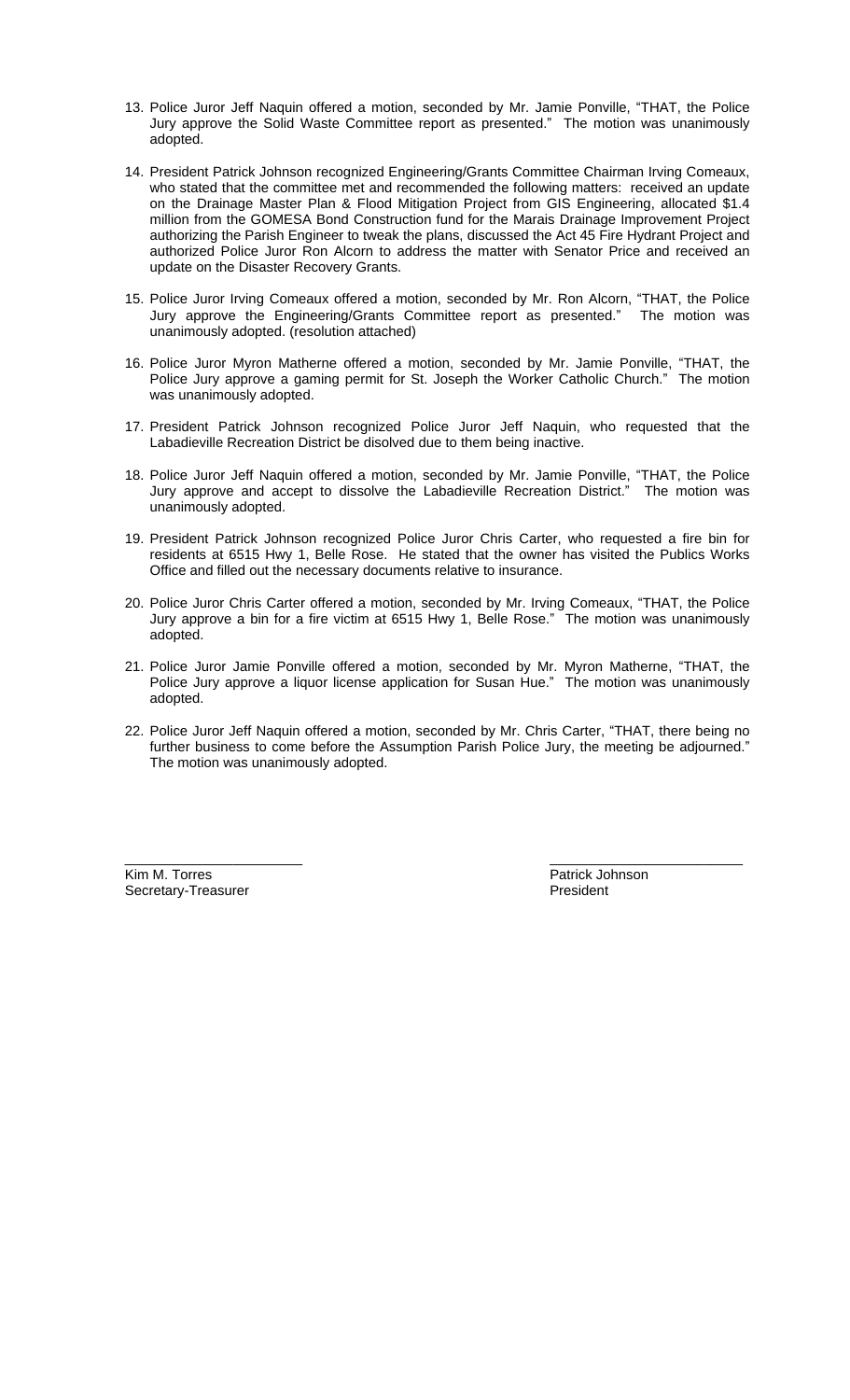13. Police Juror Jeff Naquin offered a motion, seconded by Mr. Jamie Ponville, "THAT, the Police Jury approve the Solid Waste Committee report as presented." The motion was unanimously adopted.

14. President Patrick Johnson recognized Engineering/Grants Committee Chairman Irving Comeaux, who stated that the committee met and recommended the following matters: received an update on the Drainage Master Plan & Flood Mitigation Project from GIS Engineering, allocated $1.4 million from the GOMESA Bond Construction fund for the Marais Drainage Improvement Project authorizing the Parish Engineer to tweak the plans, discussed the Act 45 Fire Hydrant Project and authorized Police Juror Ron Alcorn to address the matter with Senator Price and received an update on the Disaster Recovery Grants.

15. Police Juror Irving Comeaux offered a motion, seconded by Mr. Ron Alcorn, "THAT, the Police Jury approve the Engineering/Grants Committee report as presented." The motion was unanimously adopted. (resolution attached)

16. Police Juror Myron Matherne offered a motion, seconded by Mr. Jamie Ponville, "THAT, the Police Jury approve a gaming permit for St. Joseph the Worker Catholic Church." The motion was unanimously adopted.

17. President Patrick Johnson recognized Police Juror Jeff Naquin, who requested that the Labadieville Recreation District be disolved due to them being inactive.

18. Police Juror Jeff Naquin offered a motion, seconded by Mr. Jamie Ponville, "THAT, the Police Jury approve and accept to dissolve the Labadieville Recreation District." The motion was unanimously adopted.

19. President Patrick Johnson recognized Police Juror Chris Carter, who requested a fire bin for residents at 6515 Hwy 1, Belle Rose. He stated that the owner has visited the Publics Works Office and filled out the necessary documents relative to insurance.

20. Police Juror Chris Carter offered a motion, seconded by Mr. Irving Comeaux, "THAT, the Police Jury approve a bin for a fire victim at 6515 Hwy 1, Belle Rose." The motion was unanimously adopted.

21. Police Juror Jamie Ponville offered a motion, seconded by Mr. Myron Matherne, "THAT, the Police Jury approve a liquor license application for Susan Hue." The motion was unanimously adopted.

22. Police Juror Jeff Naquin offered a motion, seconded by Mr. Chris Carter, "THAT, there being no further business to come before the Assumption Parish Police Jury, the meeting be adjourned." The motion was unanimously adopted.

\_\_\_\_\_\_\_\_\_\_\_\_\_\_\_\_\_\_\_\_\_\_\_\_
Kim M. Torres
Secretary-Treasurer

\_\_\_\_\_\_\_\_\_\_\_\_\_\_\_\_\_\_\_\_\_\_\_\_
Patrick Johnson
President